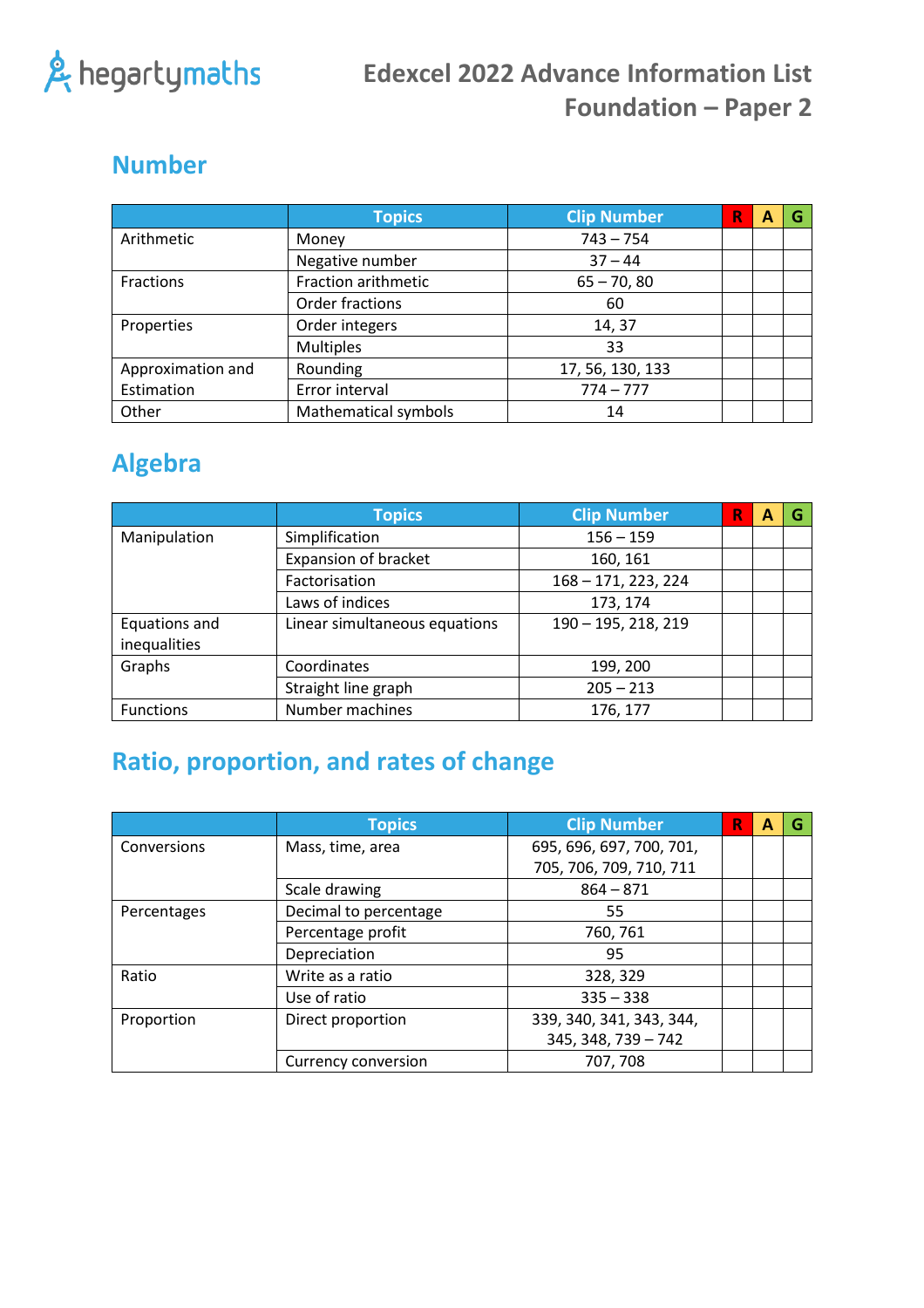hegartymaths

# Edexcel 2022 Advance Information List Foundation – Paper 2

## Number

| | Topics | Clip Number | R | A | G |
|---|---|---|---|---|---|
| Arithmetic | Money | 743 – 754 | | | |
| | Negative number | 37 – 44 | | | |
| Fractions | Fraction arithmetic | 65 – 70, 80 | | | |
| | Order fractions | 60 | | | |
| Properties | Order integers | 14, 37 | | | |
| | Multiples | 33 | | | |
| Approximation and Estimation | Rounding | 17, 56, 130, 133 | | | |
| | Error interval | 774 – 777 | | | |
| Other | Mathematical symbols | 14 | | | |

## Algebra

| | Topics | Clip Number | R | A | G |
|---|---|---|---|---|---|
| Manipulation | Simplification | 156 – 159 | | | |
| | Expansion of bracket | 160, 161 | | | |
| | Factorisation | 168 – 171, 223, 224 | | | |
| | Laws of indices | 173, 174 | | | |
| Equations and inequalities | Linear simultaneous equations | 190 – 195, 218, 219 | | | |
| Graphs | Coordinates | 199, 200 | | | |
| | Straight line graph | 205 – 213 | | | |
| Functions | Number machines | 176, 177 | | | |

## Ratio, proportion, and rates of change

| | Topics | Clip Number | R | A | G |
|---|---|---|---|---|---|
| Conversions | Mass, time, area | 695, 696, 697, 700, 701, 705, 706, 709, 710, 711 | | | |
| | Scale drawing | 864 – 871 | | | |
| Percentages | Decimal to percentage | 55 | | | |
| | Percentage profit | 760, 761 | | | |
| | Depreciation | 95 | | | |
| Ratio | Write as a ratio | 328, 329 | | | |
| | Use of ratio | 335 – 338 | | | |
| Proportion | Direct proportion | 339, 340, 341, 343, 344, 345, 348, 739 – 742 | | | |
| | Currency conversion | 707, 708 | | | |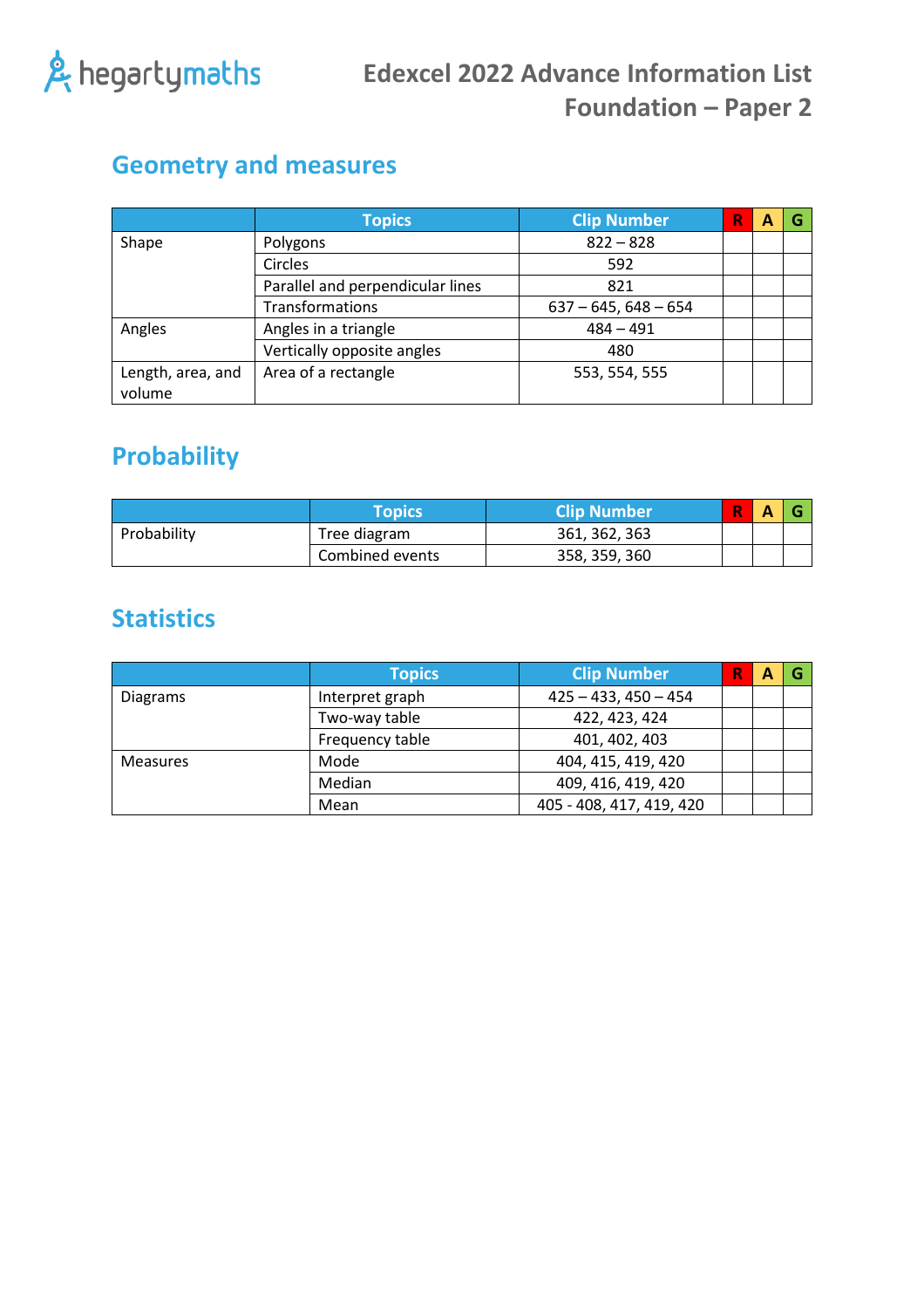# Edexcel 2022 Advance Information List Foundation – Paper 2

## Geometry and measures

| | Topics | Clip Number | R | A | G |
|---|---|---|---|---|---|
| Shape | Polygons | 822 – 828 | | | |
| | Circles | 592 | | | |
| | Parallel and perpendicular lines | 821 | | | |
| | Transformations | 637 – 645, 648 – 654 | | | |
| Angles | Angles in a triangle | 484 – 491 | | | |
| | Vertically opposite angles | 480 | | | |
| Length, area, and volume | Area of a rectangle | 553, 554, 555 | | | |

## Probability

| | Topics | Clip Number | R | A | G |
|---|---|---|---|---|---|
| Probability | Tree diagram | 361, 362, 363 | | | |
| | Combined events | 358, 359, 360 | | | |

## Statistics

| | Topics | Clip Number | R | A | G |
|---|---|---|---|---|---|
| Diagrams | Interpret graph | 425 – 433, 450 – 454 | | | |
| | Two-way table | 422, 423, 424 | | | |
| | Frequency table | 401, 402, 403 | | | |
| Measures | Mode | 404, 415, 419, 420 | | | |
| | Median | 409, 416, 419, 420 | | | |
| | Mean | 405 - 408, 417, 419, 420 | | | |